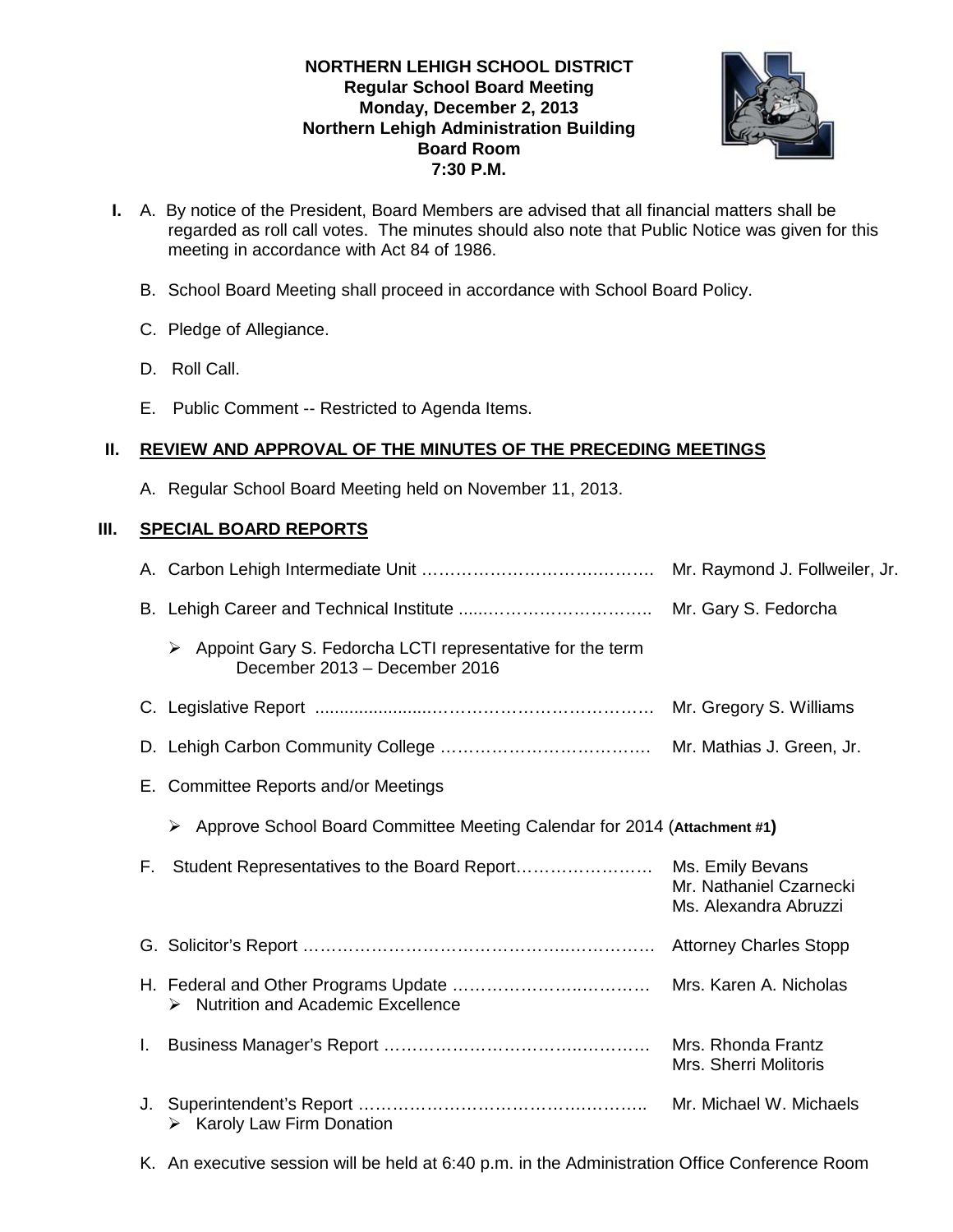**NORTHERN LEHIGH SCHOOL DISTRICT**
**Regular School Board Meeting**
**Monday, December 2, 2013**
**Northern Lehigh Administration Building**
**Board Room**
**7:30 P.M.**

**I.** A. By notice of the President, Board Members are advised that all financial matters shall be regarded as roll call votes. The minutes should also note that Public Notice was given for this meeting in accordance with Act 84 of 1986.

B. School Board Meeting shall proceed in accordance with School Board Policy.

C. Pledge of Allegiance.

D. Roll Call.

E. Public Comment -- Restricted to Agenda Items.

## II. REVIEW AND APPROVAL OF THE MINUTES OF THE PRECEDING MEETINGS

A. Regular School Board Meeting held on November 11, 2013.

## III. SPECIAL BOARD REPORTS

A. Carbon Lehigh Intermediate Unit …………………………………… Mr. Raymond J. Follweiler, Jr.

B. Lehigh Career and Technical Institute ……………………………… Mr. Gary S. Fedorcha

- Appoint Gary S. Fedorcha LCTI representative for the term December 2013 – December 2016

C. Legislative Report …………………………………………………… Mr. Gregory S. Williams

D. Lehigh Carbon Community College ………………………………… Mr. Mathias J. Green, Jr.

E. Committee Reports and/or Meetings

- Approve School Board Committee Meeting Calendar for 2014 (**Attachment #1**)

F. Student Representatives to the Board Report…………………… Ms. Emily Bevans, Mr. Nathaniel Czarnecki, Ms. Alexandra Abruzzi

G. Solicitor's Report …………………………………………………… Attorney Charles Stopp

H. Federal and Other Programs Update ……………………………… Mrs. Karen A. Nicholas

- Nutrition and Academic Excellence

I. Business Manager's Report ………………………………………… Mrs. Rhonda Frantz, Mrs. Sherri Molitoris

J. Superintendent's Report …………………………………………… Mr. Michael W. Michaels

- Karoly Law Firm Donation

K. An executive session will be held at 6:40 p.m. in the Administration Office Conference Room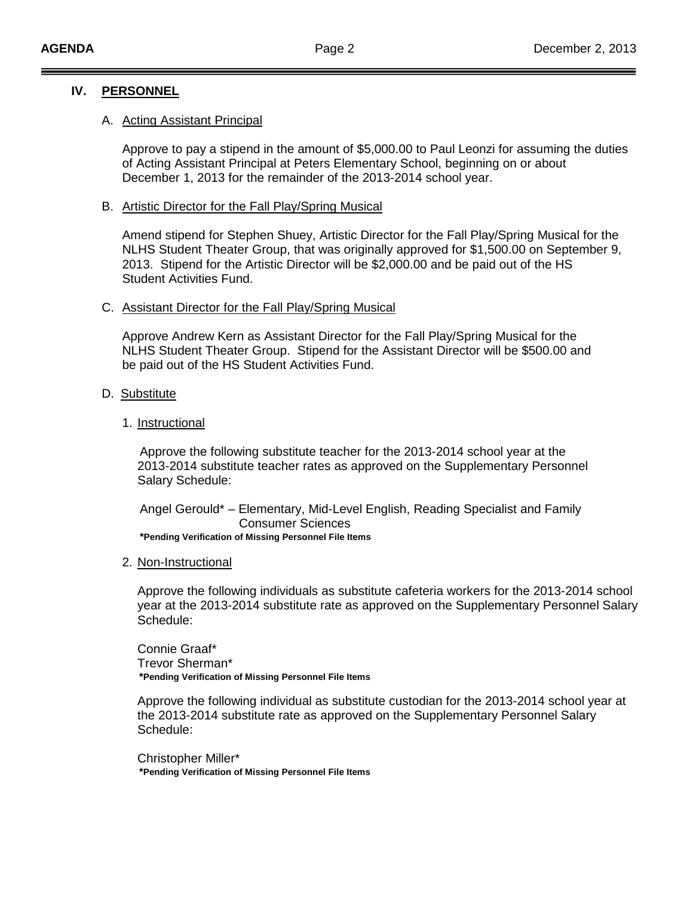## IV. PERSONNEL

### A. Acting Assistant Principal

Approve to pay a stipend in the amount of $5,000.00 to Paul Leonzi for assuming the duties of Acting Assistant Principal at Peters Elementary School, beginning on or about December 1, 2013 for the remainder of the 2013-2014 school year.

### B. Artistic Director for the Fall Play/Spring Musical

Amend stipend for Stephen Shuey, Artistic Director for the Fall Play/Spring Musical for the NLHS Student Theater Group, that was originally approved for $1,500.00 on September 9, 2013. Stipend for the Artistic Director will be $2,000.00 and be paid out of the HS Student Activities Fund.

### C. Assistant Director for the Fall Play/Spring Musical

Approve Andrew Kern as Assistant Director for the Fall Play/Spring Musical for the NLHS Student Theater Group. Stipend for the Assistant Director will be $500.00 and be paid out of the HS Student Activities Fund.

### D. Substitute

#### 1. Instructional

Approve the following substitute teacher for the 2013-2014 school year at the 2013-2014 substitute teacher rates as approved on the Supplementary Personnel Salary Schedule:

Angel Gerould* – Elementary, Mid-Level English, Reading Specialist and Family Consumer Sciences
***Pending Verification of Missing Personnel File Items**

#### 2. Non-Instructional

Approve the following individuals as substitute cafeteria workers for the 2013-2014 school year at the 2013-2014 substitute rate as approved on the Supplementary Personnel Salary Schedule:

Connie Graaf*
Trevor Sherman*
***Pending Verification of Missing Personnel File Items**

Approve the following individual as substitute custodian for the 2013-2014 school year at the 2013-2014 substitute rate as approved on the Supplementary Personnel Salary Schedule:

Christopher Miller*
***Pending Verification of Missing Personnel File Items**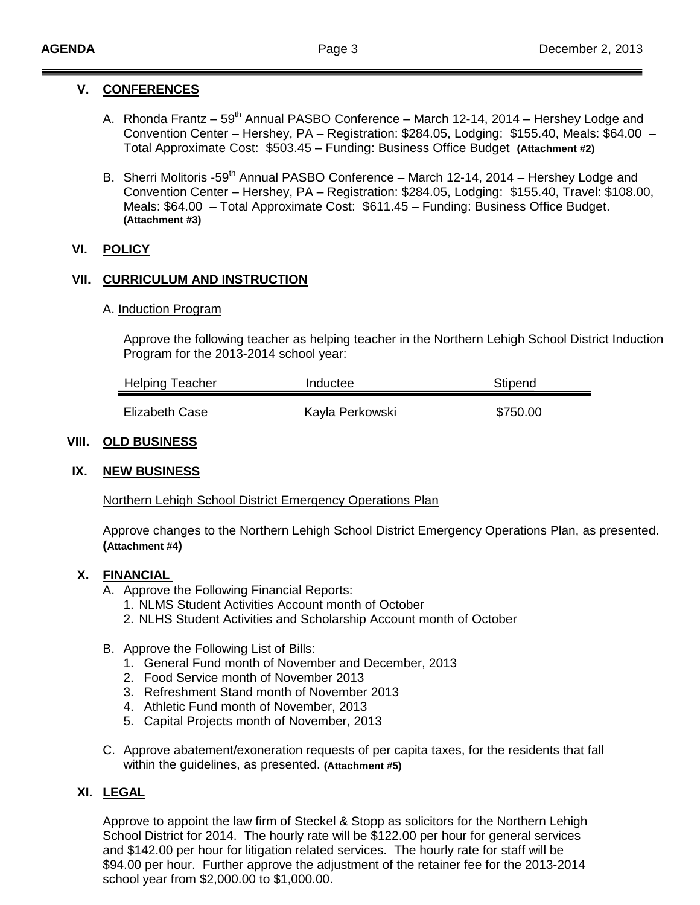## V. CONFERENCES

A. Rhonda Frantz – 59th Annual PASBO Conference – March 12-14, 2014 – Hershey Lodge and Convention Center – Hershey, PA – Registration: $284.05, Lodging: $155.40, Meals: $64.00 – Total Approximate Cost: $503.45 – Funding: Business Office Budget **(Attachment #2)**

B. Sherri Molitoris -59th Annual PASBO Conference – March 12-14, 2014 – Hershey Lodge and Convention Center – Hershey, PA – Registration: $284.05, Lodging: $155.40, Travel: $108.00, Meals: $64.00 – Total Approximate Cost: $611.45 – Funding: Business Office Budget. **(Attachment #3)**

## VI. POLICY

## VII. CURRICULUM AND INSTRUCTION

A. Induction Program

Approve the following teacher as helping teacher in the Northern Lehigh School District Induction Program for the 2013-2014 school year:

| Helping Teacher | Inductee | Stipend |
|---|---|---|
| Elizabeth Case | Kayla Perkowski | $750.00 |

## VIII. OLD BUSINESS

## IX. NEW BUSINESS

Northern Lehigh School District Emergency Operations Plan

Approve changes to the Northern Lehigh School District Emergency Operations Plan, as presented. **(Attachment #4)**

## X. FINANCIAL

A. Approve the Following Financial Reports:
   1. NLMS Student Activities Account month of October
   2. NLHS Student Activities and Scholarship Account month of October

B. Approve the Following List of Bills:
   1. General Fund month of November and December, 2013
   2. Food Service month of November 2013
   3. Refreshment Stand month of November 2013
   4. Athletic Fund month of November, 2013
   5. Capital Projects month of November, 2013

C. Approve abatement/exoneration requests of per capita taxes, for the residents that fall within the guidelines, as presented. **(Attachment #5)**

## XI. LEGAL

Approve to appoint the law firm of Steckel & Stopp as solicitors for the Northern Lehigh School District for 2014. The hourly rate will be $122.00 per hour for general services and $142.00 per hour for litigation related services. The hourly rate for staff will be $94.00 per hour. Further approve the adjustment of the retainer fee for the 2013-2014 school year from $2,000.00 to $1,000.00.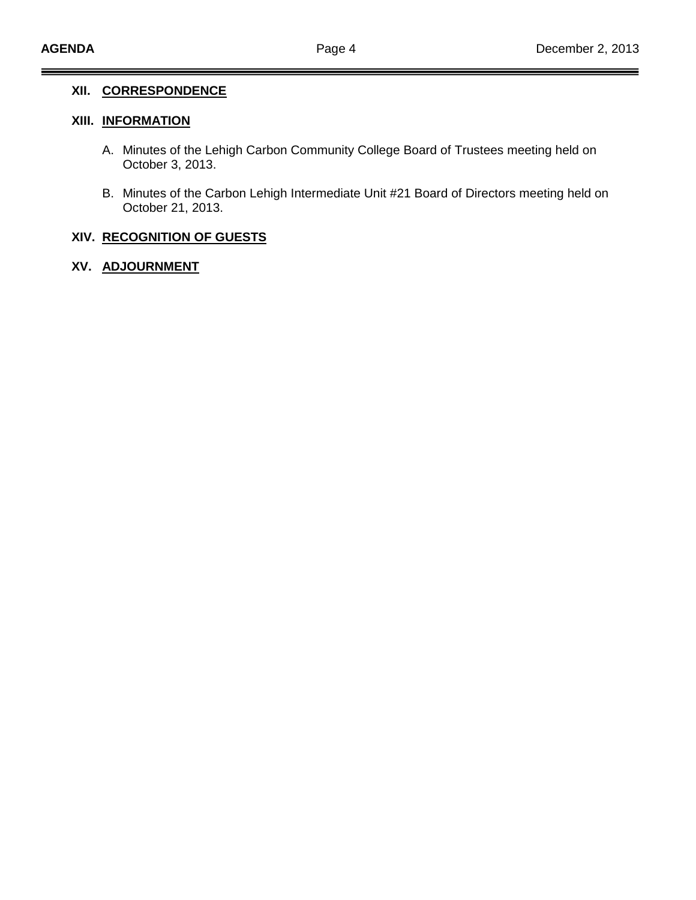## XII. CORRESPONDENCE

## XIII. INFORMATION

A. Minutes of the Lehigh Carbon Community College Board of Trustees meeting held on October 3, 2013.

B. Minutes of the Carbon Lehigh Intermediate Unit #21 Board of Directors meeting held on October 21, 2013.

## XIV. RECOGNITION OF GUESTS

## XV. ADJOURNMENT